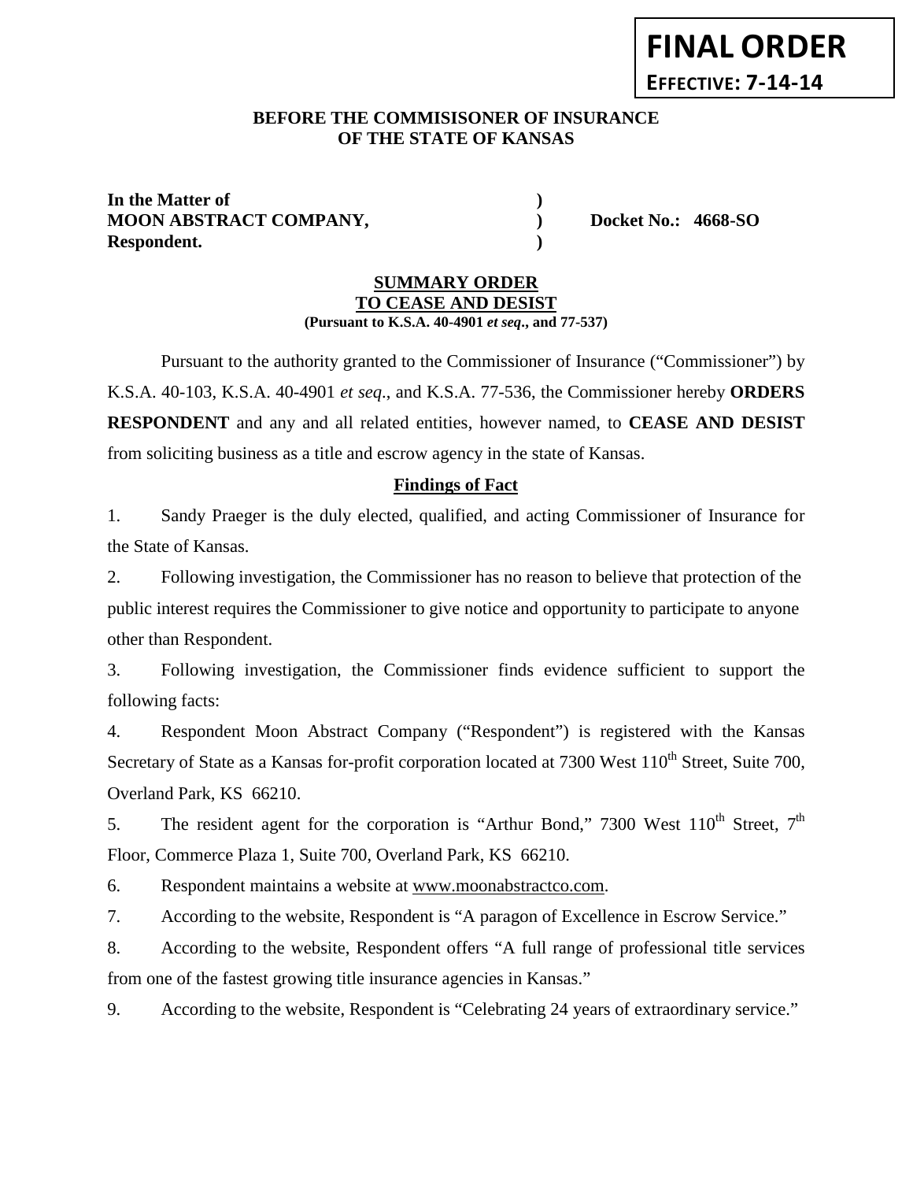**FINAL ORDER**

**EFFECTIVE: 7-14-14**

**BEFORE THE COMMISISONER OF INSURANCE**
**OF THE STATE OF KANSAS**

| | | |
|---|---|---|
| **In the Matter of** | ) | |
| **MOON ABSTRACT COMPANY,** | ) | **Docket No.: 4668-SO** |
| **Respondent.** | ) | |

## SUMMARY ORDER
## TO CEASE AND DESIST

**(Pursuant to K.S.A. 40-4901 *et seq*., and 77-537)**

Pursuant to the authority granted to the Commissioner of Insurance ("Commissioner") by K.S.A. 40-103, K.S.A. 40-4901 *et seq*., and K.S.A. 77-536, the Commissioner hereby **ORDERS RESPONDENT** and any and all related entities, however named, to **CEASE AND DESIST** from soliciting business as a title and escrow agency in the state of Kansas.

### Findings of Fact

1. Sandy Praeger is the duly elected, qualified, and acting Commissioner of Insurance for the State of Kansas.

2. Following investigation, the Commissioner has no reason to believe that protection of the public interest requires the Commissioner to give notice and opportunity to participate to anyone other than Respondent.

3. Following investigation, the Commissioner finds evidence sufficient to support the following facts:

4. Respondent Moon Abstract Company ("Respondent") is registered with the Kansas Secretary of State as a Kansas for-profit corporation located at 7300 West 110th Street, Suite 700, Overland Park, KS 66210.

5. The resident agent for the corporation is "Arthur Bond," 7300 West 110th Street, 7th Floor, Commerce Plaza 1, Suite 700, Overland Park, KS 66210.

6. Respondent maintains a website at www.moonabstractco.com.

7. According to the website, Respondent is "A paragon of Excellence in Escrow Service."

8. According to the website, Respondent offers "A full range of professional title services from one of the fastest growing title insurance agencies in Kansas."

9. According to the website, Respondent is "Celebrating 24 years of extraordinary service."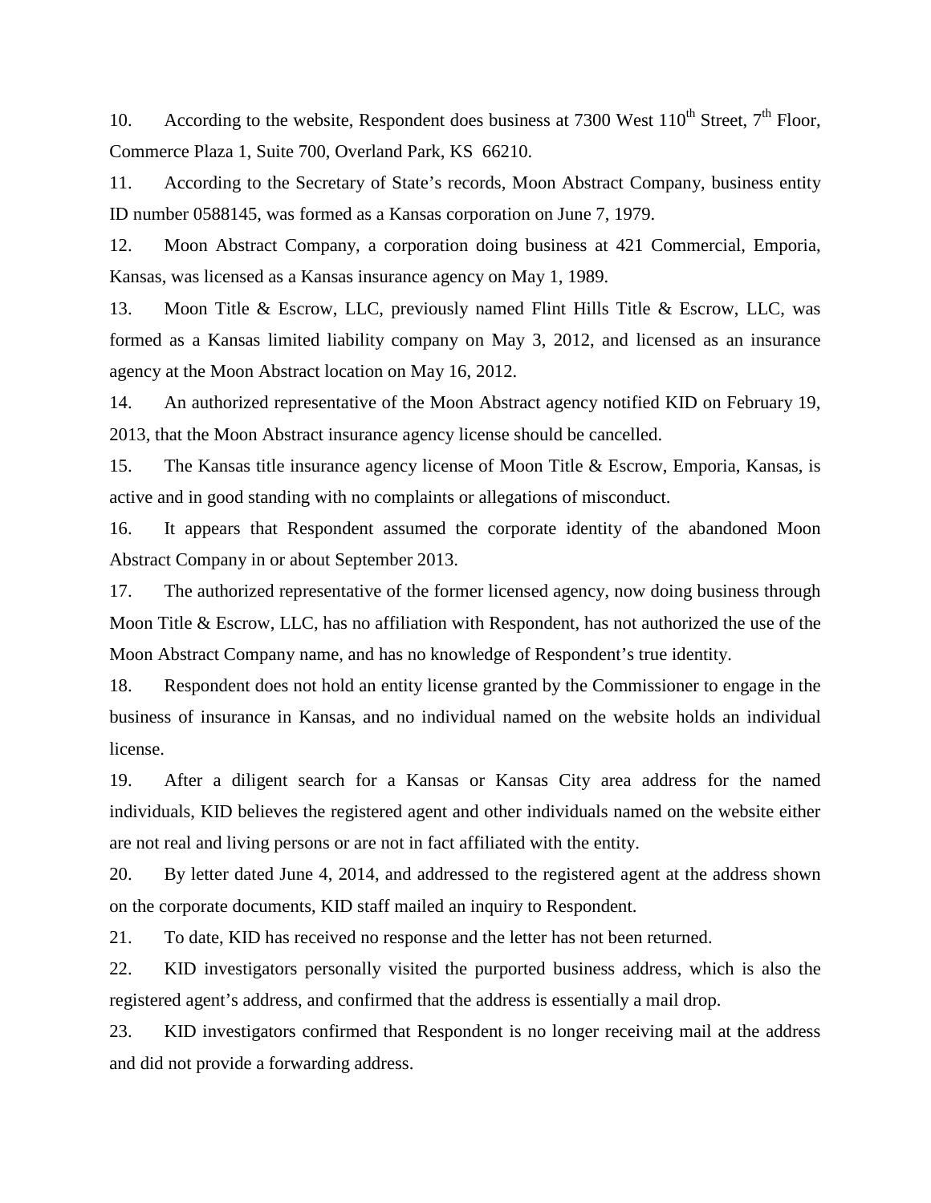10. According to the website, Respondent does business at 7300 West 110th Street, 7th Floor, Commerce Plaza 1, Suite 700, Overland Park, KS 66210.

11. According to the Secretary of State's records, Moon Abstract Company, business entity ID number 0588145, was formed as a Kansas corporation on June 7, 1979.

12. Moon Abstract Company, a corporation doing business at 421 Commercial, Emporia, Kansas, was licensed as a Kansas insurance agency on May 1, 1989.

13. Moon Title & Escrow, LLC, previously named Flint Hills Title & Escrow, LLC, was formed as a Kansas limited liability company on May 3, 2012, and licensed as an insurance agency at the Moon Abstract location on May 16, 2012.

14. An authorized representative of the Moon Abstract agency notified KID on February 19, 2013, that the Moon Abstract insurance agency license should be cancelled.

15. The Kansas title insurance agency license of Moon Title & Escrow, Emporia, Kansas, is active and in good standing with no complaints or allegations of misconduct.

16. It appears that Respondent assumed the corporate identity of the abandoned Moon Abstract Company in or about September 2013.

17. The authorized representative of the former licensed agency, now doing business through Moon Title & Escrow, LLC, has no affiliation with Respondent, has not authorized the use of the Moon Abstract Company name, and has no knowledge of Respondent's true identity.

18. Respondent does not hold an entity license granted by the Commissioner to engage in the business of insurance in Kansas, and no individual named on the website holds an individual license.

19. After a diligent search for a Kansas or Kansas City area address for the named individuals, KID believes the registered agent and other individuals named on the website either are not real and living persons or are not in fact affiliated with the entity.

20. By letter dated June 4, 2014, and addressed to the registered agent at the address shown on the corporate documents, KID staff mailed an inquiry to Respondent.

21. To date, KID has received no response and the letter has not been returned.

22. KID investigators personally visited the purported business address, which is also the registered agent's address, and confirmed that the address is essentially a mail drop.

23. KID investigators confirmed that Respondent is no longer receiving mail at the address and did not provide a forwarding address.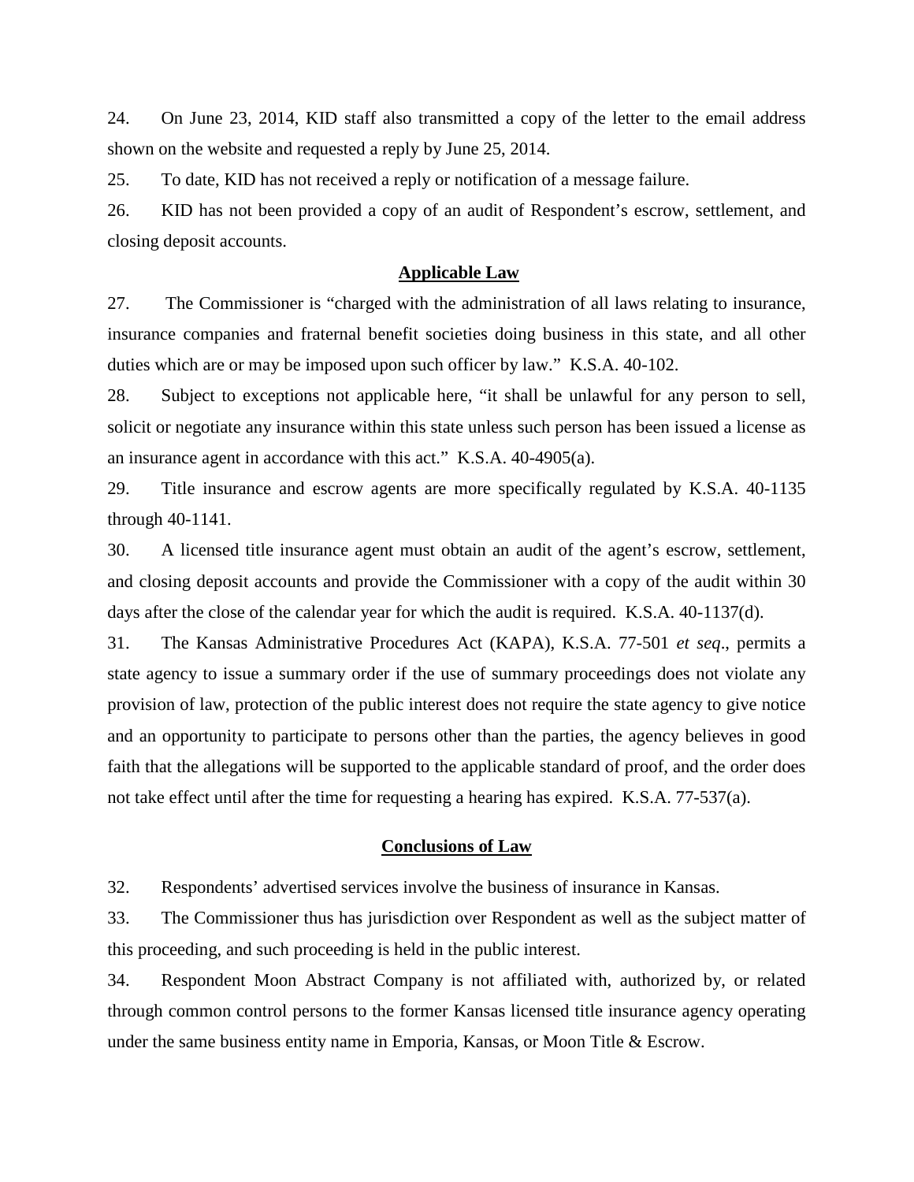24. On June 23, 2014, KID staff also transmitted a copy of the letter to the email address shown on the website and requested a reply by June 25, 2014.

25. To date, KID has not received a reply or notification of a message failure.

26. KID has not been provided a copy of an audit of Respondent's escrow, settlement, and closing deposit accounts.

## Applicable Law

27. The Commissioner is "charged with the administration of all laws relating to insurance, insurance companies and fraternal benefit societies doing business in this state, and all other duties which are or may be imposed upon such officer by law." K.S.A. 40-102.

28. Subject to exceptions not applicable here, "it shall be unlawful for any person to sell, solicit or negotiate any insurance within this state unless such person has been issued a license as an insurance agent in accordance with this act." K.S.A. 40-4905(a).

29. Title insurance and escrow agents are more specifically regulated by K.S.A. 40-1135 through 40-1141.

30. A licensed title insurance agent must obtain an audit of the agent's escrow, settlement, and closing deposit accounts and provide the Commissioner with a copy of the audit within 30 days after the close of the calendar year for which the audit is required. K.S.A. 40-1137(d).

31. The Kansas Administrative Procedures Act (KAPA), K.S.A. 77-501 *et seq*., permits a state agency to issue a summary order if the use of summary proceedings does not violate any provision of law, protection of the public interest does not require the state agency to give notice and an opportunity to participate to persons other than the parties, the agency believes in good faith that the allegations will be supported to the applicable standard of proof, and the order does not take effect until after the time for requesting a hearing has expired. K.S.A. 77-537(a).

## Conclusions of Law

32. Respondents' advertised services involve the business of insurance in Kansas.

33. The Commissioner thus has jurisdiction over Respondent as well as the subject matter of this proceeding, and such proceeding is held in the public interest.

34. Respondent Moon Abstract Company is not affiliated with, authorized by, or related through common control persons to the former Kansas licensed title insurance agency operating under the same business entity name in Emporia, Kansas, or Moon Title & Escrow.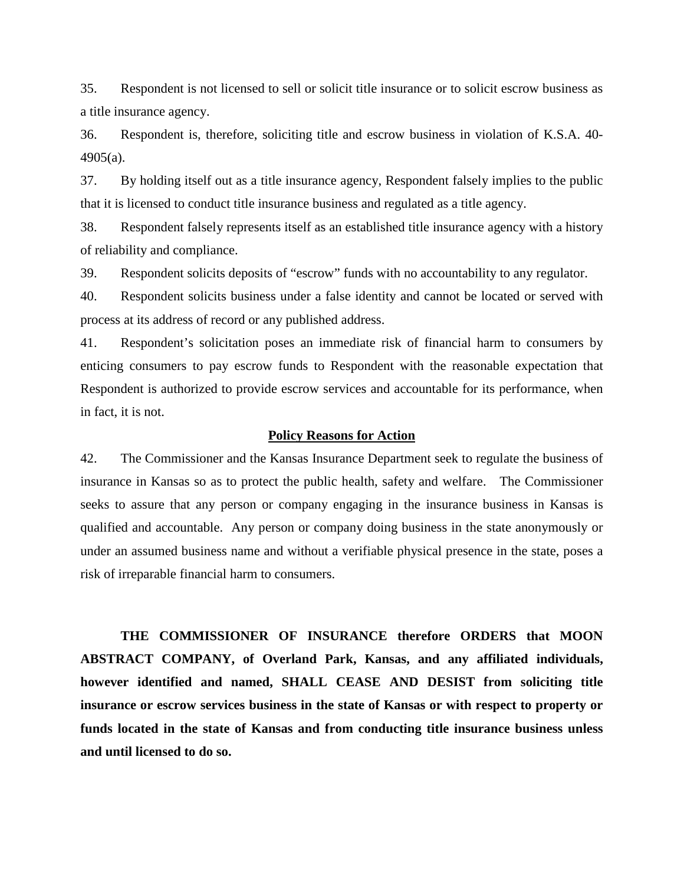35. Respondent is not licensed to sell or solicit title insurance or to solicit escrow business as a title insurance agency.

36. Respondent is, therefore, soliciting title and escrow business in violation of K.S.A. 40-4905(a).

37. By holding itself out as a title insurance agency, Respondent falsely implies to the public that it is licensed to conduct title insurance business and regulated as a title agency.

38. Respondent falsely represents itself as an established title insurance agency with a history of reliability and compliance.

39. Respondent solicits deposits of "escrow" funds with no accountability to any regulator.

40. Respondent solicits business under a false identity and cannot be located or served with process at its address of record or any published address.

41. Respondent's solicitation poses an immediate risk of financial harm to consumers by enticing consumers to pay escrow funds to Respondent with the reasonable expectation that Respondent is authorized to provide escrow services and accountable for its performance, when in fact, it is not.

## Policy Reasons for Action

42. The Commissioner and the Kansas Insurance Department seek to regulate the business of insurance in Kansas so as to protect the public health, safety and welfare. The Commissioner seeks to assure that any person or company engaging in the insurance business in Kansas is qualified and accountable. Any person or company doing business in the state anonymously or under an assumed business name and without a verifiable physical presence in the state, poses a risk of irreparable financial harm to consumers.

**THE COMMISSIONER OF INSURANCE therefore ORDERS that MOON ABSTRACT COMPANY, of Overland Park, Kansas, and any affiliated individuals, however identified and named, SHALL CEASE AND DESIST from soliciting title insurance or escrow services business in the state of Kansas or with respect to property or funds located in the state of Kansas and from conducting title insurance business unless and until licensed to do so.**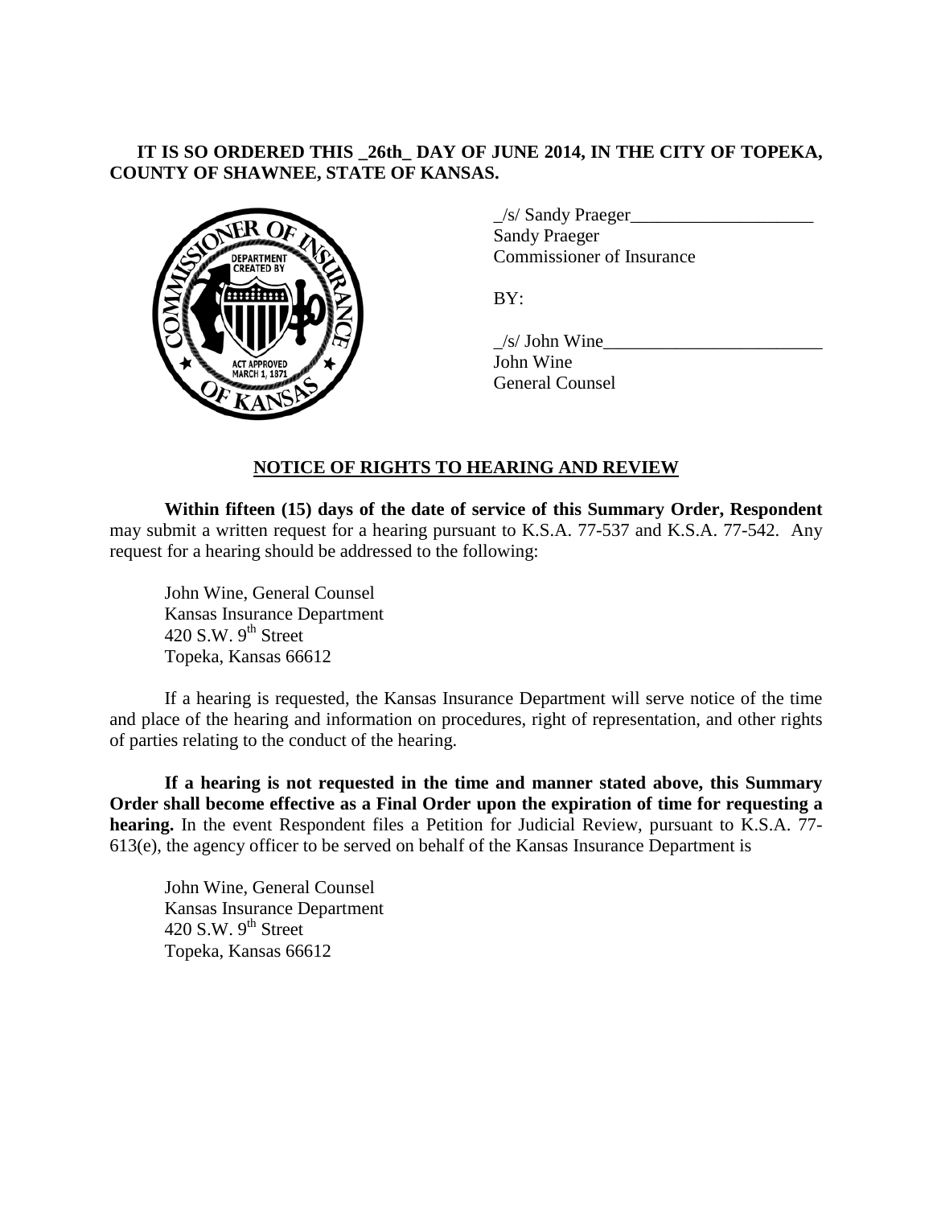**IT IS SO ORDERED THIS _26th_ DAY OF JUNE 2014, IN THE CITY OF TOPEKA, COUNTY OF SHAWNEE, STATE OF KANSAS.**

_/s/ Sandy Praeger____________________
Sandy Praeger
Commissioner of Insurance

BY:

_/s/ John Wine________________________
John Wine
General Counsel

## NOTICE OF RIGHTS TO HEARING AND REVIEW

**Within fifteen (15) days of the date of service of this Summary Order, Respondent** may submit a written request for a hearing pursuant to K.S.A. 77-537 and K.S.A. 77-542. Any request for a hearing should be addressed to the following:

John Wine, General Counsel
Kansas Insurance Department
420 S.W. 9th Street
Topeka, Kansas 66612

If a hearing is requested, the Kansas Insurance Department will serve notice of the time and place of the hearing and information on procedures, right of representation, and other rights of parties relating to the conduct of the hearing.

**If a hearing is not requested in the time and manner stated above, this Summary Order shall become effective as a Final Order upon the expiration of time for requesting a hearing.** In the event Respondent files a Petition for Judicial Review, pursuant to K.S.A. 77-613(e), the agency officer to be served on behalf of the Kansas Insurance Department is

John Wine, General Counsel
Kansas Insurance Department
420 S.W. 9th Street
Topeka, Kansas 66612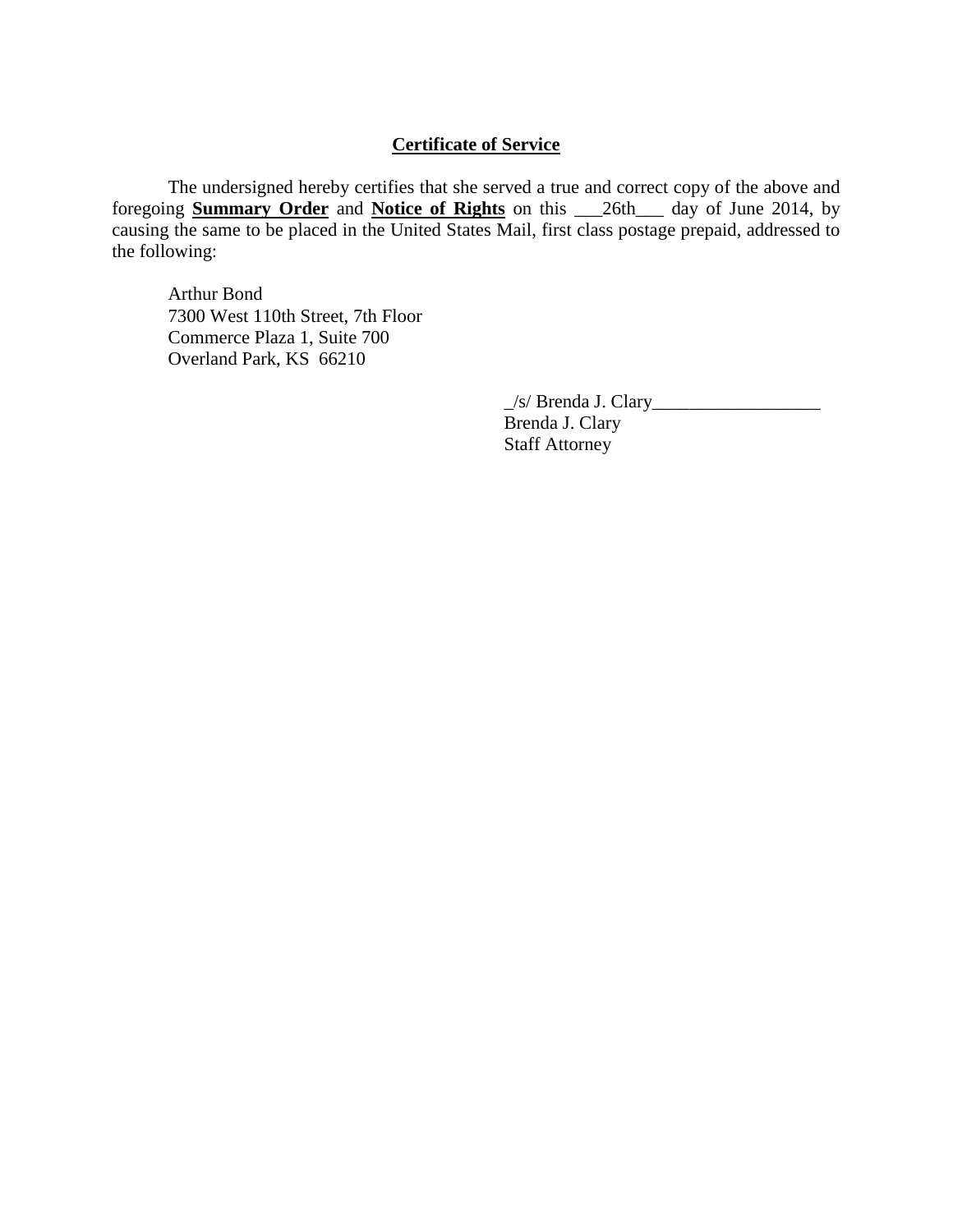## <u>**Certificate of Service**</u>

The undersigned hereby certifies that she served a true and correct copy of the above and foregoing <u>**Summary Order**</u> and <u>**Notice of Rights**</u> on this ___26th___ day of June 2014, by causing the same to be placed in the United States Mail, first class postage prepaid, addressed to the following:

Arthur Bond
7300 West 110th Street, 7th Floor
Commerce Plaza 1, Suite 700
Overland Park, KS 66210

_/s/ Brenda J. Clary__________________
Brenda J. Clary
Staff Attorney